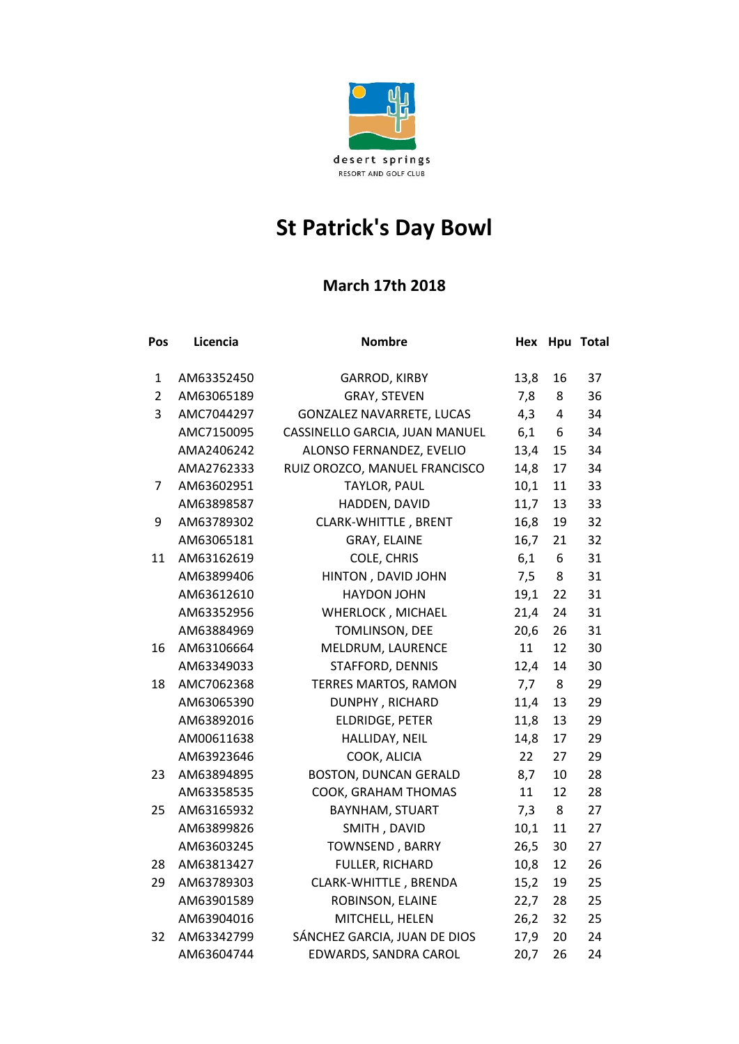desert springs
RESORT AND GOLF CLUB

# St Patrick's Day Bowl

## March 17th 2018

| Pos | Licencia | Nombre | Hex | Hpu | Total |
|---|---|---|---|---|---|
| 1 | AM63352450 | GARROD, KIRBY | 13,8 | 16 | 37 |
| 2 | AM63065189 | GRAY, STEVEN | 7,8 | 8 | 36 |
| 3 | AMC7044297 | GONZALEZ NAVARRETE, LUCAS | 4,3 | 4 | 34 |
| | AMC7150095 | CASSINELLO GARCIA, JUAN MANUEL | 6,1 | 6 | 34 |
| | AMA2406242 | ALONSO FERNANDEZ, EVELIO | 13,4 | 15 | 34 |
| | AMA2762333 | RUIZ OROZCO, MANUEL FRANCISCO | 14,8 | 17 | 34 |
| 7 | AM63602951 | TAYLOR, PAUL | 10,1 | 11 | 33 |
| | AM63898587 | HADDEN, DAVID | 11,7 | 13 | 33 |
| 9 | AM63789302 | CLARK-WHITTLE , BRENT | 16,8 | 19 | 32 |
| | AM63065181 | GRAY, ELAINE | 16,7 | 21 | 32 |
| 11 | AM63162619 | COLE, CHRIS | 6,1 | 6 | 31 |
| | AM63899406 | HINTON , DAVID JOHN | 7,5 | 8 | 31 |
| | AM63612610 | HAYDON JOHN | 19,1 | 22 | 31 |
| | AM63352956 | WHERLOCK , MICHAEL | 21,4 | 24 | 31 |
| | AM63884969 | TOMLINSON, DEE | 20,6 | 26 | 31 |
| 16 | AM63106664 | MELDRUM, LAURENCE | 11 | 12 | 30 |
| | AM63349033 | STAFFORD, DENNIS | 12,4 | 14 | 30 |
| 18 | AMC7062368 | TERRES MARTOS, RAMON | 7,7 | 8 | 29 |
| | AM63065390 | DUNPHY , RICHARD | 11,4 | 13 | 29 |
| | AM63892016 | ELDRIDGE, PETER | 11,8 | 13 | 29 |
| | AM00611638 | HALLIDAY, NEIL | 14,8 | 17 | 29 |
| | AM63923646 | COOK, ALICIA | 22 | 27 | 29 |
| 23 | AM63894895 | BOSTON, DUNCAN GERALD | 8,7 | 10 | 28 |
| | AM63358535 | COOK, GRAHAM THOMAS | 11 | 12 | 28 |
| 25 | AM63165932 | BAYNHAM, STUART | 7,3 | 8 | 27 |
| | AM63899826 | SMITH , DAVID | 10,1 | 11 | 27 |
| | AM63603245 | TOWNSEND , BARRY | 26,5 | 30 | 27 |
| 28 | AM63813427 | FULLER, RICHARD | 10,8 | 12 | 26 |
| 29 | AM63789303 | CLARK-WHITTLE , BRENDA | 15,2 | 19 | 25 |
| | AM63901589 | ROBINSON, ELAINE | 22,7 | 28 | 25 |
| | AM63904016 | MITCHELL, HELEN | 26,2 | 32 | 25 |
| 32 | AM63342799 | SÁNCHEZ GARCIA, JUAN DE DIOS | 17,9 | 20 | 24 |
| | AM63604744 | EDWARDS, SANDRA CAROL | 20,7 | 26 | 24 |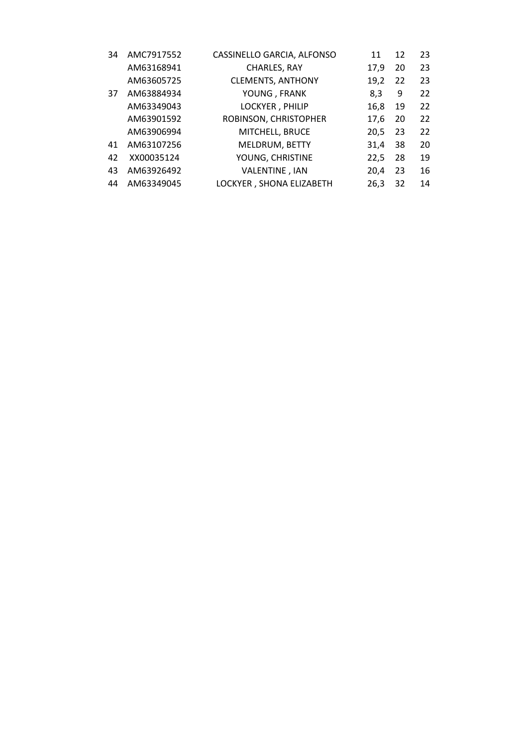| | | | | | |
|---|---|---|---|---|---|
| 34 | AMC7917552 | CASSINELLO GARCIA, ALFONSO | 11 | 12 | 23 |
| | AM63168941 | CHARLES, RAY | 17,9 | 20 | 23 |
| | AM63605725 | CLEMENTS, ANTHONY | 19,2 | 22 | 23 |
| 37 | AM63884934 | YOUNG , FRANK | 8,3 | 9 | 22 |
| | AM63349043 | LOCKYER , PHILIP | 16,8 | 19 | 22 |
| | AM63901592 | ROBINSON, CHRISTOPHER | 17,6 | 20 | 22 |
| | AM63906994 | MITCHELL, BRUCE | 20,5 | 23 | 22 |
| 41 | AM63107256 | MELDRUM, BETTY | 31,4 | 38 | 20 |
| 42 | XX00035124 | YOUNG, CHRISTINE | 22,5 | 28 | 19 |
| 43 | AM63926492 | VALENTINE , IAN | 20,4 | 23 | 16 |
| 44 | AM63349045 | LOCKYER , SHONA ELIZABETH | 26,3 | 32 | 14 |